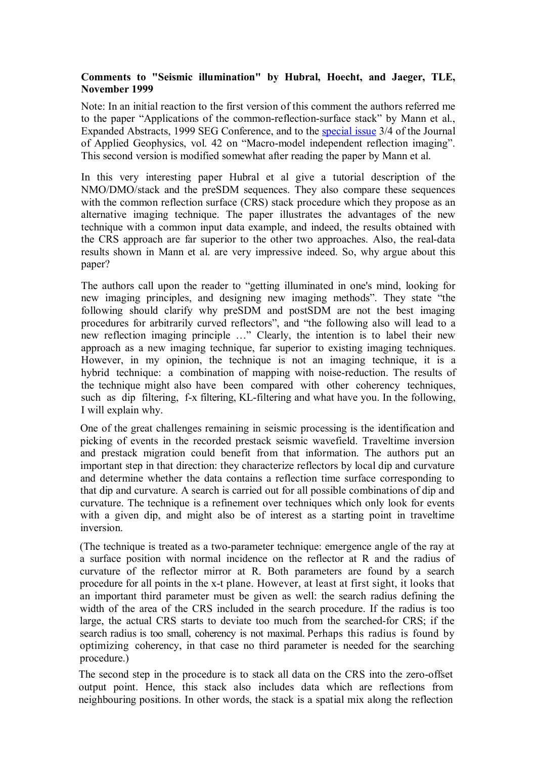**Comments to "Seismic illumination" by Hubral, Hoecht, and Jaeger, TLE, November 1999**

Note: In an initial reaction to the first version of this comment the authors referred me to the paper "Applications of the common-reflection-surface stack" by Mann et al., Expanded Abstracts, 1999 SEG Conference, and to the special issue 3/4 of the Journal of Applied Geophysics, vol. 42 on "Macro-model independent reflection imaging". This second version is modified somewhat after reading the paper by Mann et al.

In this very interesting paper Hubral et al give a tutorial description of the NMO/DMO/stack and the preSDM sequences. They also compare these sequences with the common reflection surface (CRS) stack procedure which they propose as an alternative imaging technique. The paper illustrates the advantages of the new technique with a common input data example, and indeed, the results obtained with the CRS approach are far superior to the other two approaches. Also, the real-data results shown in Mann et al. are very impressive indeed. So, why argue about this paper?

The authors call upon the reader to "getting illuminated in one's mind, looking for new imaging principles, and designing new imaging methods". They state "the following should clarify why preSDM and postSDM are not the best imaging procedures for arbitrarily curved reflectors", and "the following also will lead to a new reflection imaging principle …" Clearly, the intention is to label their new approach as a new imaging technique, far superior to existing imaging techniques. However, in my opinion, the technique is not an imaging technique, it is a hybrid technique: a combination of mapping with noise-reduction. The results of the technique might also have been compared with other coherency techniques, such as dip filtering, f-x filtering, KL-filtering and what have you. In the following, I will explain why.

One of the great challenges remaining in seismic processing is the identification and picking of events in the recorded prestack seismic wavefield. Traveltime inversion and prestack migration could benefit from that information. The authors put an important step in that direction: they characterize reflectors by local dip and curvature and determine whether the data contains a reflection time surface corresponding to that dip and curvature. A search is carried out for all possible combinations of dip and curvature. The technique is a refinement over techniques which only look for events with a given dip, and might also be of interest as a starting point in traveltime inversion.

(The technique is treated as a two-parameter technique: emergence angle of the ray at a surface position with normal incidence on the reflector at R and the radius of curvature of the reflector mirror at R. Both parameters are found by a search procedure for all points in the x-t plane. However, at least at first sight, it looks that an important third parameter must be given as well: the search radius defining the width of the area of the CRS included in the search procedure. If the radius is too large, the actual CRS starts to deviate too much from the searched-for CRS; if the search radius is too small, coherency is not maximal. Perhaps this radius is found by optimizing coherency, in that case no third parameter is needed for the searching procedure.)

The second step in the procedure is to stack all data on the CRS into the zero-offset output point. Hence, this stack also includes data which are reflections from neighbouring positions. In other words, the stack is a spatial mix along the reflection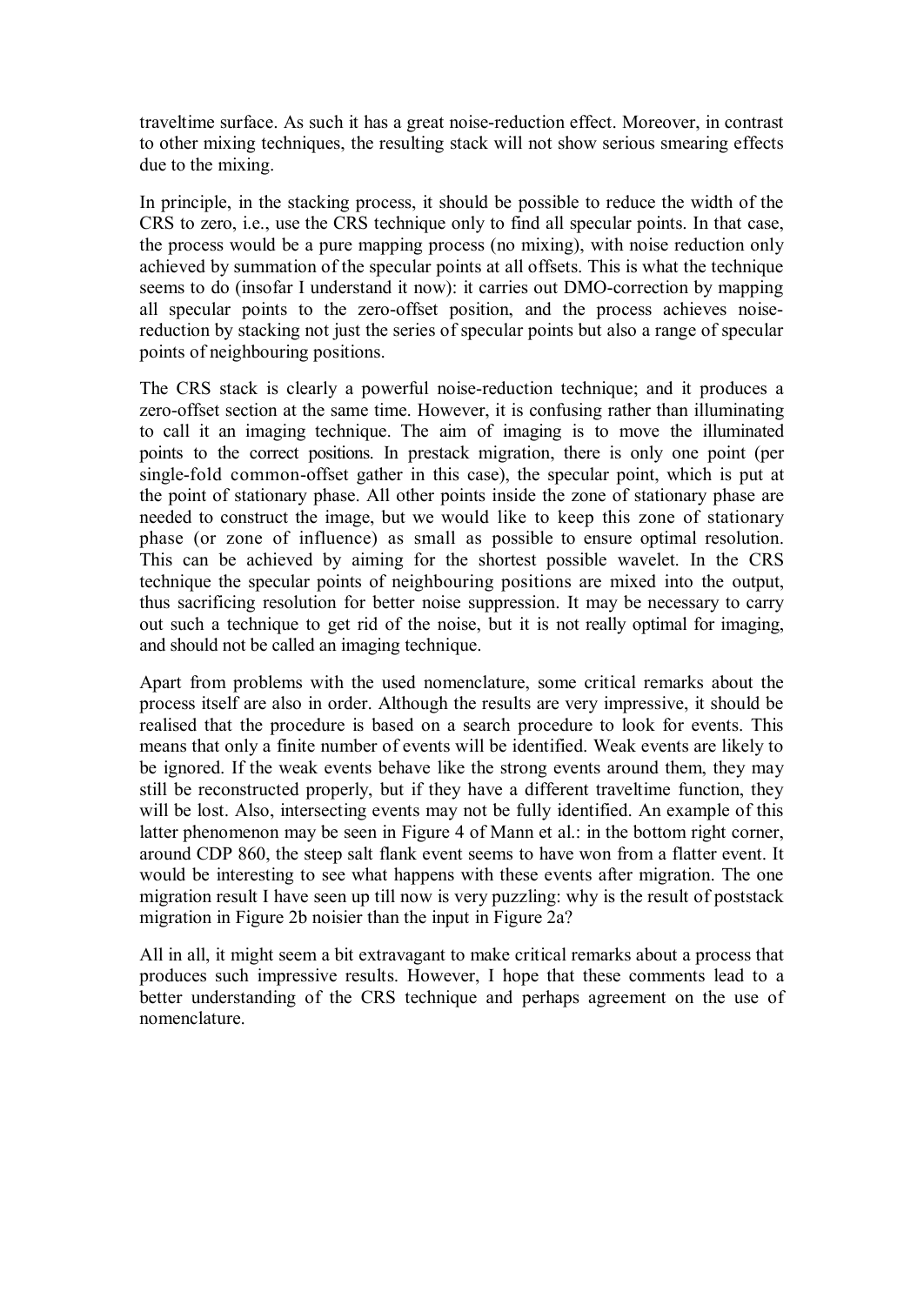traveltime surface. As such it has a great noise-reduction effect. Moreover, in contrast to other mixing techniques, the resulting stack will not show serious smearing effects due to the mixing.

In principle, in the stacking process, it should be possible to reduce the width of the CRS to zero, i.e., use the CRS technique only to find all specular points. In that case, the process would be a pure mapping process (no mixing), with noise reduction only achieved by summation of the specular points at all offsets. This is what the technique seems to do (insofar I understand it now): it carries out DMO-correction by mapping all specular points to the zero-offset position, and the process achieves noise-reduction by stacking not just the series of specular points but also a range of specular points of neighbouring positions.

The CRS stack is clearly a powerful noise-reduction technique; and it produces a zero-offset section at the same time. However, it is confusing rather than illuminating to call it an imaging technique. The aim of imaging is to move the illuminated points to the correct positions. In prestack migration, there is only one point (per single-fold common-offset gather in this case), the specular point, which is put at the point of stationary phase. All other points inside the zone of stationary phase are needed to construct the image, but we would like to keep this zone of stationary phase (or zone of influence) as small as possible to ensure optimal resolution. This can be achieved by aiming for the shortest possible wavelet. In the CRS technique the specular points of neighbouring positions are mixed into the output, thus sacrificing resolution for better noise suppression. It may be necessary to carry out such a technique to get rid of the noise, but it is not really optimal for imaging, and should not be called an imaging technique.

Apart from problems with the used nomenclature, some critical remarks about the process itself are also in order. Although the results are very impressive, it should be realised that the procedure is based on a search procedure to look for events. This means that only a finite number of events will be identified. Weak events are likely to be ignored. If the weak events behave like the strong events around them, they may still be reconstructed properly, but if they have a different traveltime function, they will be lost. Also, intersecting events may not be fully identified. An example of this latter phenomenon may be seen in Figure 4 of Mann et al.: in the bottom right corner, around CDP 860, the steep salt flank event seems to have won from a flatter event. It would be interesting to see what happens with these events after migration. The one migration result I have seen up till now is very puzzling: why is the result of poststack migration in Figure 2b noisier than the input in Figure 2a?

All in all, it might seem a bit extravagant to make critical remarks about a process that produces such impressive results. However, I hope that these comments lead to a better understanding of the CRS technique and perhaps agreement on the use of nomenclature.